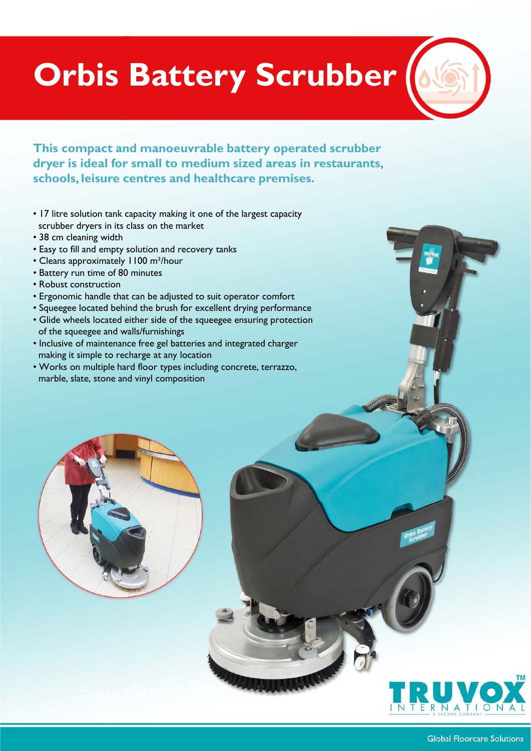# Orbis Battery Scrubber

**This compact and manoeuvrable battery operated scrubber dryer is ideal for small to medium sized areas in restaurants, schools, leisure centres and healthcare premises.**

- 17 litre solution tank capacity making it one of the largest capacity scrubber dryers in its class on the market
- 38 cm cleaning width
- Easy to fill and empty solution and recovery tanks
- Cleans approximately 1100 m²/hour
- Battery run time of 80 minutes
- Robust construction
- Ergonomic handle that can be adjusted to suit operator comfort
- Squeegee located behind the brush for excellent drying performance
- Glide wheels located either side of the squeegee ensuring protection of the squeegee and walls/furnishings
- Inclusive of maintenance free gel batteries and integrated charger making it simple to recharge at any location
- Works on multiple hard floor types including concrete, terrazzo, marble, slate, stone and vinyl composition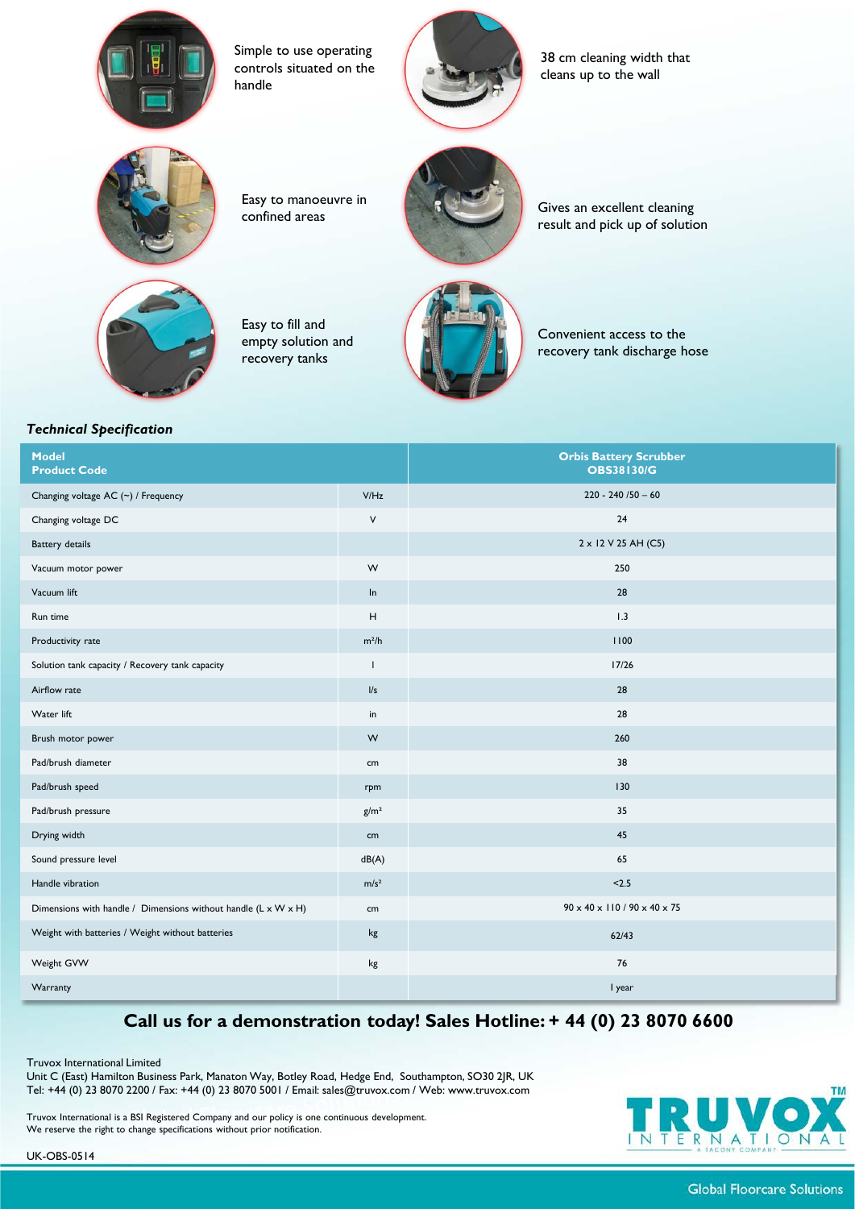Simple to use operating controls situated on the handle

38 cm cleaning width that cleans up to the wall

Easy to manoeuvre in confined areas

Gives an excellent cleaning result and pick up of solution

Easy to fill and empty solution and recovery tanks

Convenient access to the recovery tank discharge hose

### *Technical Specification*

| **Model**<br>**Product Code** | | **Orbis Battery Scrubber**<br>**OBS38130/G** |
|---|---|---|
| Changing voltage AC (~) / Frequency | V/Hz | 220 - 240 /50 – 60 |
| Changing voltage DC | V | 24 |
| Battery details | | 2 x 12 V 25 AH (C5) |
| Vacuum motor power | W | 250 |
| Vacuum lift | In | 28 |
| Run time | H | 1.3 |
| Productivity rate | $m^2/h$ | 1100 |
| Solution tank capacity / Recovery tank capacity | l | 17/26 |
| Airflow rate | l/s | 28 |
| Water lift | in | 28 |
| Brush motor power | W | 260 |
| Pad/brush diameter | cm | 38 |
| Pad/brush speed | rpm | 130 |
| Pad/brush pressure | $g/m^2$ | 35 |
| Drying width | cm | 45 |
| Sound pressure level | dB(A) | 65 |
| Handle vibration | $m/s^2$ | <2.5 |
| Dimensions with handle / Dimensions without handle (L x W x H) | cm | 90 x 40 x 110 / 90 x 40 x 75 |
| Weight with batteries / Weight without batteries | kg | 62/43 |
| Weight GVW | kg | 76 |
| Warranty | | 1 year |

## Call us for a demonstration today! Sales Hotline: + 44 (0) 23 8070 6600

Truvox International Limited
Unit C (East) Hamilton Business Park, Manaton Way, Botley Road, Hedge End, Southampton, SO30 2JR, UK
Tel: +44 (0) 23 8070 2200 / Fax: +44 (0) 23 8070 5001 / Email: sales@truvox.com / Web: www.truvox.com

Truvox International is a BSI Registered Company and our policy is one continuous development.
We reserve the right to change specifications without prior notification.

UK-OBS-0514

TRUVOX™ INTERNATIONAL
A TACONY COMPANY

Global Floorcare Solutions